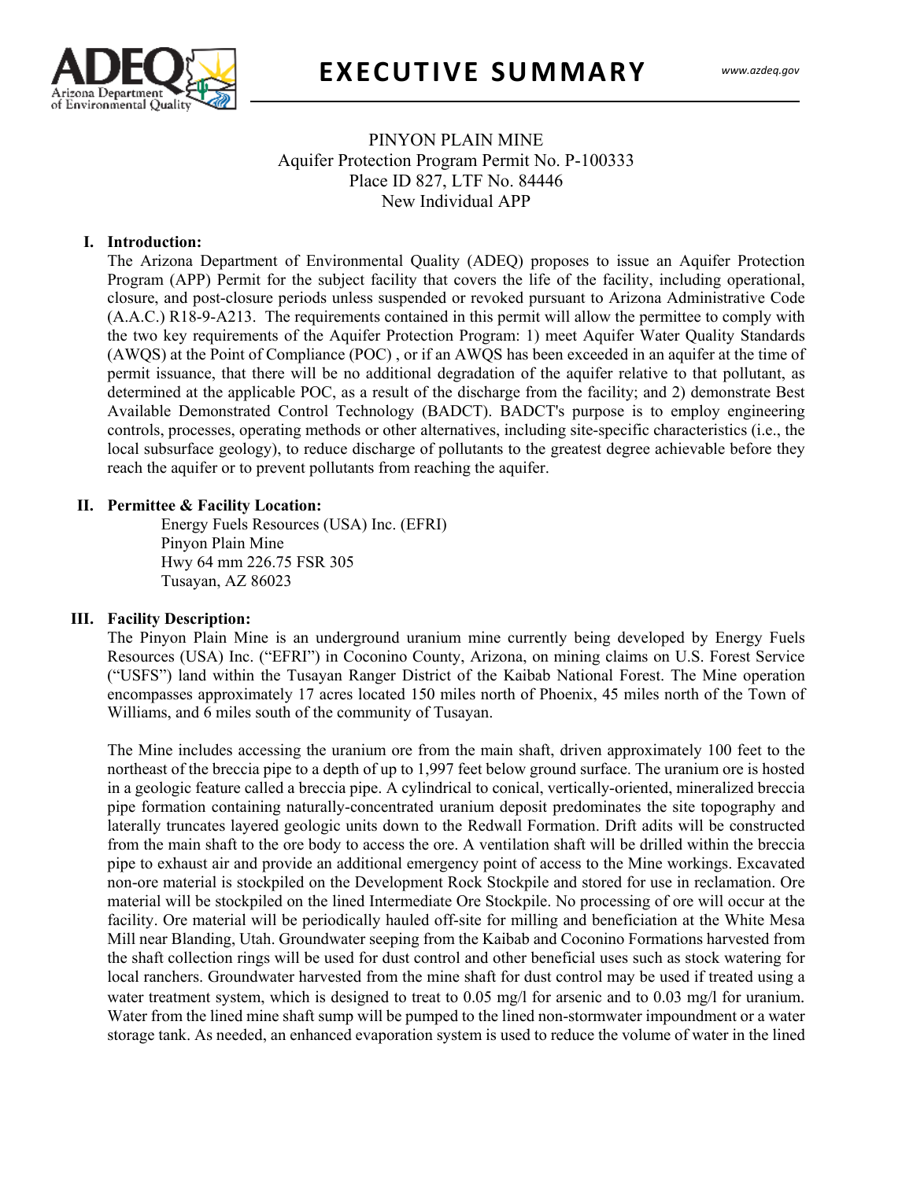# EXECUTIVE SUMMARY

PINYON PLAIN MINE
Aquifer Protection Program Permit No. P-100333
Place ID 827, LTF No. 84446
New Individual APP

## I. Introduction:

The Arizona Department of Environmental Quality (ADEQ) proposes to issue an Aquifer Protection Program (APP) Permit for the subject facility that covers the life of the facility, including operational, closure, and post-closure periods unless suspended or revoked pursuant to Arizona Administrative Code (A.A.C.) R18-9-A213. The requirements contained in this permit will allow the permittee to comply with the two key requirements of the Aquifer Protection Program: 1) meet Aquifer Water Quality Standards (AWQS) at the Point of Compliance (POC) , or if an AWQS has been exceeded in an aquifer at the time of permit issuance, that there will be no additional degradation of the aquifer relative to that pollutant, as determined at the applicable POC, as a result of the discharge from the facility; and 2) demonstrate Best Available Demonstrated Control Technology (BADCT). BADCT's purpose is to employ engineering controls, processes, operating methods or other alternatives, including site-specific characteristics (i.e., the local subsurface geology), to reduce discharge of pollutants to the greatest degree achievable before they reach the aquifer or to prevent pollutants from reaching the aquifer.

## II. Permittee & Facility Location:

Energy Fuels Resources (USA) Inc. (EFRI)
Pinyon Plain Mine
Hwy 64 mm 226.75 FSR 305
Tusayan, AZ 86023

## III. Facility Description:

The Pinyon Plain Mine is an underground uranium mine currently being developed by Energy Fuels Resources (USA) Inc. ("EFRI") in Coconino County, Arizona, on mining claims on U.S. Forest Service ("USFS") land within the Tusayan Ranger District of the Kaibab National Forest. The Mine operation encompasses approximately 17 acres located 150 miles north of Phoenix, 45 miles north of the Town of Williams, and 6 miles south of the community of Tusayan.

The Mine includes accessing the uranium ore from the main shaft, driven approximately 100 feet to the northeast of the breccia pipe to a depth of up to 1,997 feet below ground surface. The uranium ore is hosted in a geologic feature called a breccia pipe. A cylindrical to conical, vertically-oriented, mineralized breccia pipe formation containing naturally-concentrated uranium deposit predominates the site topography and laterally truncates layered geologic units down to the Redwall Formation. Drift adits will be constructed from the main shaft to the ore body to access the ore. A ventilation shaft will be drilled within the breccia pipe to exhaust air and provide an additional emergency point of access to the Mine workings. Excavated non-ore material is stockpiled on the Development Rock Stockpile and stored for use in reclamation. Ore material will be stockpiled on the lined Intermediate Ore Stockpile. No processing of ore will occur at the facility. Ore material will be periodically hauled off-site for milling and beneficiation at the White Mesa Mill near Blanding, Utah. Groundwater seeping from the Kaibab and Coconino Formations harvested from the shaft collection rings will be used for dust control and other beneficial uses such as stock watering for local ranchers. Groundwater harvested from the mine shaft for dust control may be used if treated using a water treatment system, which is designed to treat to 0.05 mg/l for arsenic and to 0.03 mg/l for uranium. Water from the lined mine shaft sump will be pumped to the lined non-stormwater impoundment or a water storage tank. As needed, an enhanced evaporation system is used to reduce the volume of water in the lined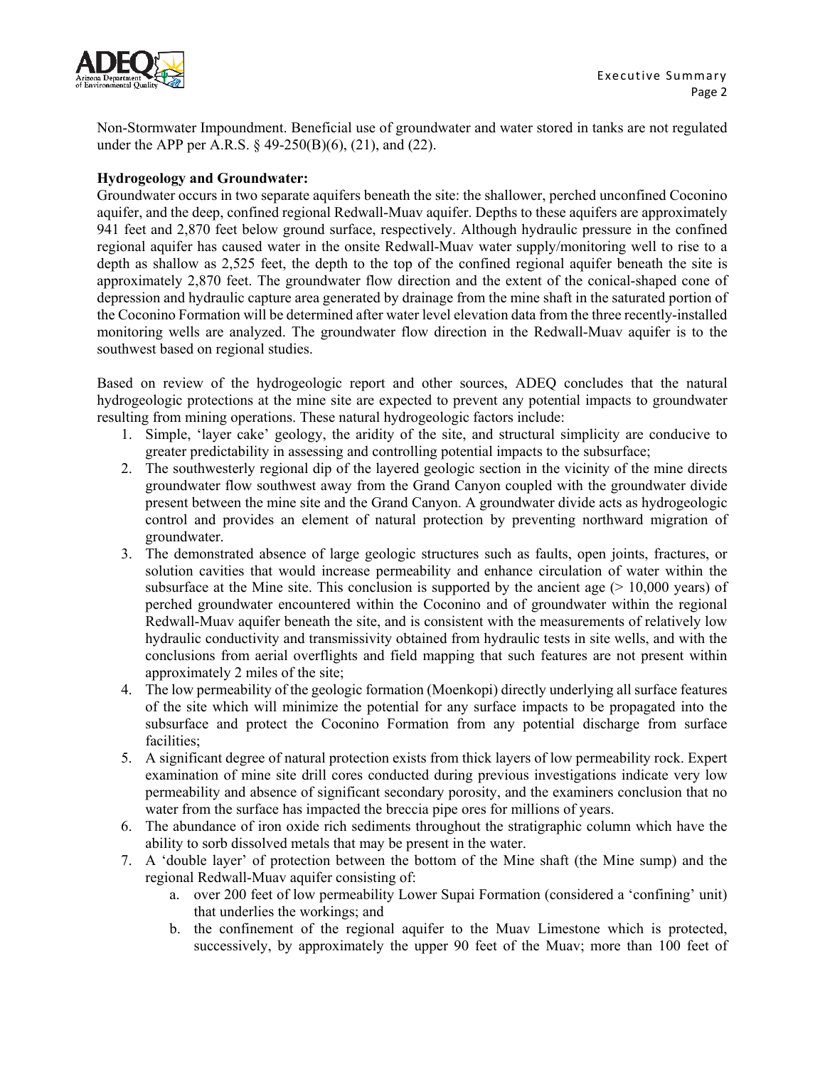Non-Stormwater Impoundment. Beneficial use of groundwater and water stored in tanks are not regulated under the APP per A.R.S. § 49-250(B)(6), (21), and (22).

**Hydrogeology and Groundwater:**

Groundwater occurs in two separate aquifers beneath the site: the shallower, perched unconfined Coconino aquifer, and the deep, confined regional Redwall-Muav aquifer. Depths to these aquifers are approximately 941 feet and 2,870 feet below ground surface, respectively. Although hydraulic pressure in the confined regional aquifer has caused water in the onsite Redwall-Muav water supply/monitoring well to rise to a depth as shallow as 2,525 feet, the depth to the top of the confined regional aquifer beneath the site is approximately 2,870 feet. The groundwater flow direction and the extent of the conical-shaped cone of depression and hydraulic capture area generated by drainage from the mine shaft in the saturated portion of the Coconino Formation will be determined after water level elevation data from the three recently-installed monitoring wells are analyzed. The groundwater flow direction in the Redwall-Muav aquifer is to the southwest based on regional studies.

Based on review of the hydrogeologic report and other sources, ADEQ concludes that the natural hydrogeologic protections at the mine site are expected to prevent any potential impacts to groundwater resulting from mining operations. These natural hydrogeologic factors include:

1. Simple, 'layer cake' geology, the aridity of the site, and structural simplicity are conducive to greater predictability in assessing and controlling potential impacts to the subsurface;
2. The southwesterly regional dip of the layered geologic section in the vicinity of the mine directs groundwater flow southwest away from the Grand Canyon coupled with the groundwater divide present between the mine site and the Grand Canyon. A groundwater divide acts as hydrogeologic control and provides an element of natural protection by preventing northward migration of groundwater.
3. The demonstrated absence of large geologic structures such as faults, open joints, fractures, or solution cavities that would increase permeability and enhance circulation of water within the subsurface at the Mine site. This conclusion is supported by the ancient age (> 10,000 years) of perched groundwater encountered within the Coconino and of groundwater within the regional Redwall-Muav aquifer beneath the site, and is consistent with the measurements of relatively low hydraulic conductivity and transmissivity obtained from hydraulic tests in site wells, and with the conclusions from aerial overflights and field mapping that such features are not present within approximately 2 miles of the site;
4. The low permeability of the geologic formation (Moenkopi) directly underlying all surface features of the site which will minimize the potential for any surface impacts to be propagated into the subsurface and protect the Coconino Formation from any potential discharge from surface facilities;
5. A significant degree of natural protection exists from thick layers of low permeability rock. Expert examination of mine site drill cores conducted during previous investigations indicate very low permeability and absence of significant secondary porosity, and the examiners conclusion that no water from the surface has impacted the breccia pipe ores for millions of years.
6. The abundance of iron oxide rich sediments throughout the stratigraphic column which have the ability to sorb dissolved metals that may be present in the water.
7. A 'double layer' of protection between the bottom of the Mine shaft (the Mine sump) and the regional Redwall-Muav aquifer consisting of:
   a. over 200 feet of low permeability Lower Supai Formation (considered a 'confining' unit) that underlies the workings; and
   b. the confinement of the regional aquifer to the Muav Limestone which is protected, successively, by approximately the upper 90 feet of the Muav; more than 100 feet of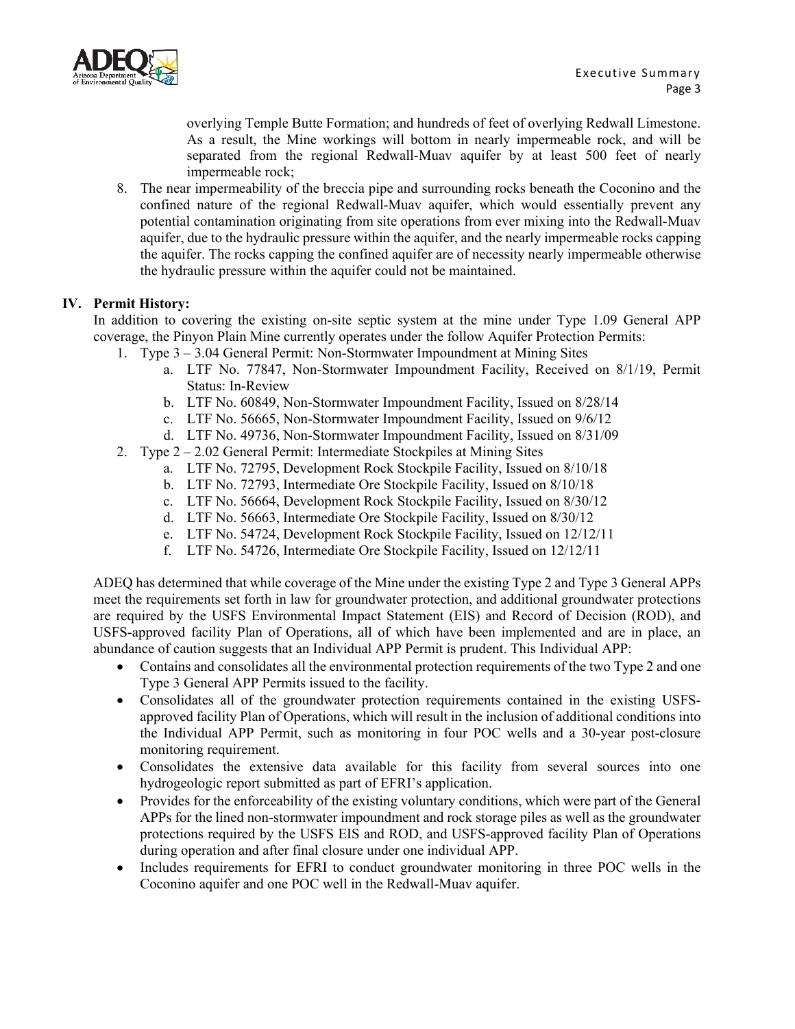overlying Temple Butte Formation; and hundreds of feet of overlying Redwall Limestone. As a result, the Mine workings will bottom in nearly impermeable rock, and will be separated from the regional Redwall-Muav aquifer by at least 500 feet of nearly impermeable rock;

8. The near impermeability of the breccia pipe and surrounding rocks beneath the Coconino and the confined nature of the regional Redwall-Muav aquifer, which would essentially prevent any potential contamination originating from site operations from ever mixing into the Redwall-Muav aquifer, due to the hydraulic pressure within the aquifer, and the nearly impermeable rocks capping the aquifer. The rocks capping the confined aquifer are of necessity nearly impermeable otherwise the hydraulic pressure within the aquifer could not be maintained.

## IV. Permit History:

In addition to covering the existing on-site septic system at the mine under Type 1.09 General APP coverage, the Pinyon Plain Mine currently operates under the follow Aquifer Protection Permits:

1. Type 3 – 3.04 General Permit: Non-Stormwater Impoundment at Mining Sites
   a. LTF No. 77847, Non-Stormwater Impoundment Facility, Received on 8/1/19, Permit Status: In-Review
   b. LTF No. 60849, Non-Stormwater Impoundment Facility, Issued on 8/28/14
   c. LTF No. 56665, Non-Stormwater Impoundment Facility, Issued on 9/6/12
   d. LTF No. 49736, Non-Stormwater Impoundment Facility, Issued on 8/31/09
2. Type 2 – 2.02 General Permit: Intermediate Stockpiles at Mining Sites
   a. LTF No. 72795, Development Rock Stockpile Facility, Issued on 8/10/18
   b. LTF No. 72793, Intermediate Ore Stockpile Facility, Issued on 8/10/18
   c. LTF No. 56664, Development Rock Stockpile Facility, Issued on 8/30/12
   d. LTF No. 56663, Intermediate Ore Stockpile Facility, Issued on 8/30/12
   e. LTF No. 54724, Development Rock Stockpile Facility, Issued on 12/12/11
   f. LTF No. 54726, Intermediate Ore Stockpile Facility, Issued on 12/12/11

ADEQ has determined that while coverage of the Mine under the existing Type 2 and Type 3 General APPs meet the requirements set forth in law for groundwater protection, and additional groundwater protections are required by the USFS Environmental Impact Statement (EIS) and Record of Decision (ROD), and USFS-approved facility Plan of Operations, all of which have been implemented and are in place, an abundance of caution suggests that an Individual APP Permit is prudent. This Individual APP:

- Contains and consolidates all the environmental protection requirements of the two Type 2 and one Type 3 General APP Permits issued to the facility.
- Consolidates all of the groundwater protection requirements contained in the existing USFS-approved facility Plan of Operations, which will result in the inclusion of additional conditions into the Individual APP Permit, such as monitoring in four POC wells and a 30-year post-closure monitoring requirement.
- Consolidates the extensive data available for this facility from several sources into one hydrogeologic report submitted as part of EFRI's application.
- Provides for the enforceability of the existing voluntary conditions, which were part of the General APPs for the lined non-stormwater impoundment and rock storage piles as well as the groundwater protections required by the USFS EIS and ROD, and USFS-approved facility Plan of Operations during operation and after final closure under one individual APP.
- Includes requirements for EFRI to conduct groundwater monitoring in three POC wells in the Coconino aquifer and one POC well in the Redwall-Muav aquifer.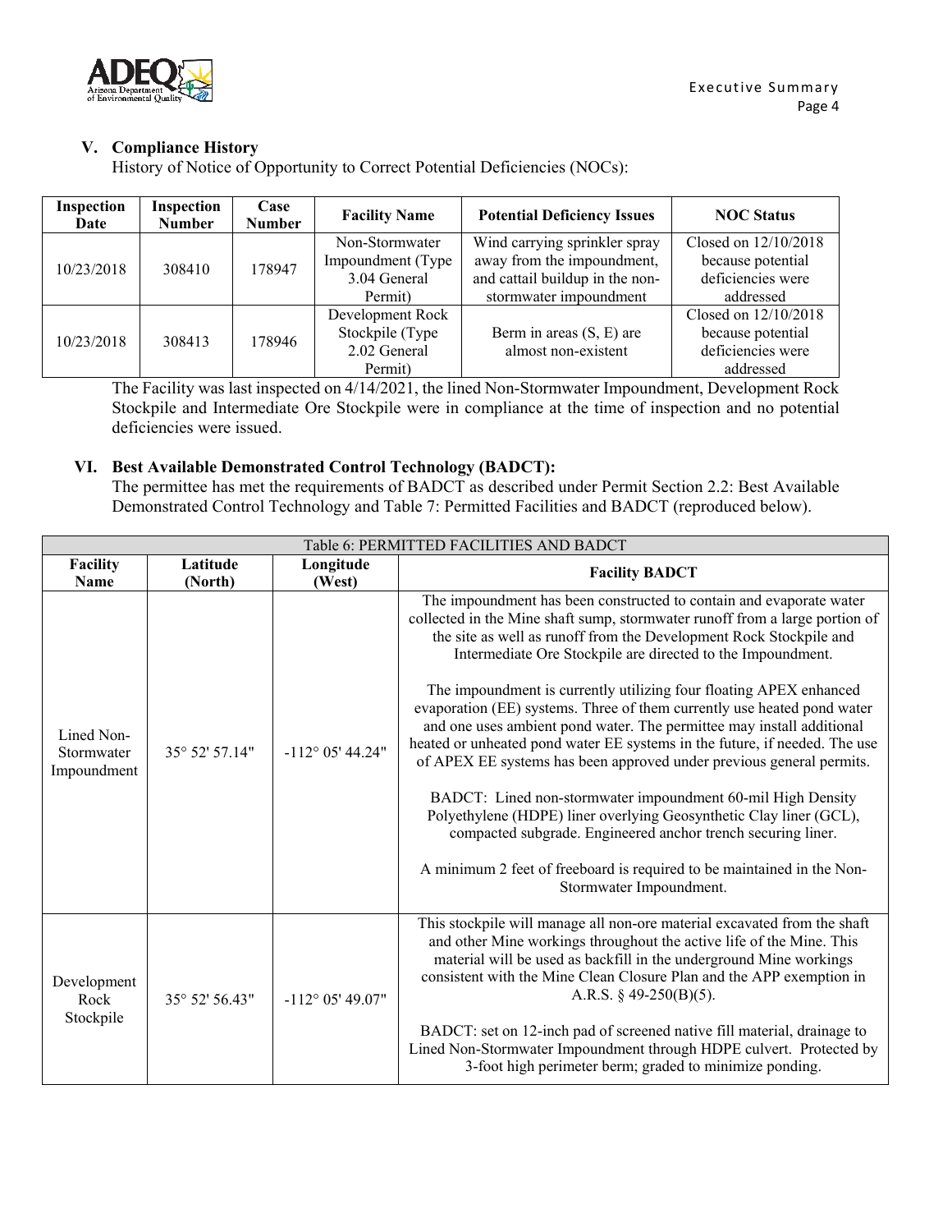## V. Compliance History

History of Notice of Opportunity to Correct Potential Deficiencies (NOCs):

| Inspection Date | Inspection Number | Case Number | Facility Name | Potential Deficiency Issues | NOC Status |
|---|---|---|---|---|---|
| 10/23/2018 | 308410 | 178947 | Non-Stormwater Impoundment (Type 3.04 General Permit) | Wind carrying sprinkler spray away from the impoundment, and cattail buildup in the non-stormwater impoundment | Closed on 12/10/2018 because potential deficiencies were addressed |
| 10/23/2018 | 308413 | 178946 | Development Rock Stockpile (Type 2.02 General Permit) | Berm in areas (S, E) are almost non-existent | Closed on 12/10/2018 because potential deficiencies were addressed |

The Facility was last inspected on 4/14/2021, the lined Non-Stormwater Impoundment, Development Rock Stockpile and Intermediate Ore Stockpile were in compliance at the time of inspection and no potential deficiencies were issued.

## VI. Best Available Demonstrated Control Technology (BADCT):

The permittee has met the requirements of BADCT as described under Permit Section 2.2: Best Available Demonstrated Control Technology and Table 7: Permitted Facilities and BADCT (reproduced below).

| Table 6: PERMITTED FACILITIES AND BADCT | | | |
|---|---|---|---|
| **Facility Name** | **Latitude (North)** | **Longitude (West)** | **Facility BADCT** |
| Lined Non-Stormwater Impoundment | 35° 52' 57.14" | -112° 05' 44.24" | The impoundment has been constructed to contain and evaporate water collected in the Mine shaft sump, stormwater runoff from a large portion of the site as well as runoff from the Development Rock Stockpile and Intermediate Ore Stockpile are directed to the Impoundment.<br><br>The impoundment is currently utilizing four floating APEX enhanced evaporation (EE) systems. Three of them currently use heated pond water and one uses ambient pond water. The permittee may install additional heated or unheated pond water EE systems in the future, if needed. The use of APEX EE systems has been approved under previous general permits.<br><br>BADCT: Lined non-stormwater impoundment 60-mil High Density Polyethylene (HDPE) liner overlying Geosynthetic Clay liner (GCL), compacted subgrade. Engineered anchor trench securing liner.<br><br>A minimum 2 feet of freeboard is required to be maintained in the Non-Stormwater Impoundment. |
| Development Rock Stockpile | 35° 52' 56.43" | -112° 05' 49.07" | This stockpile will manage all non-ore material excavated from the shaft and other Mine workings throughout the active life of the Mine. This material will be used as backfill in the underground Mine workings consistent with the Mine Clean Closure Plan and the APP exemption in A.R.S. § 49-250(B)(5).<br><br>BADCT: set on 12-inch pad of screened native fill material, drainage to Lined Non-Stormwater Impoundment through HDPE culvert. Protected by 3-foot high perimeter berm; graded to minimize ponding. |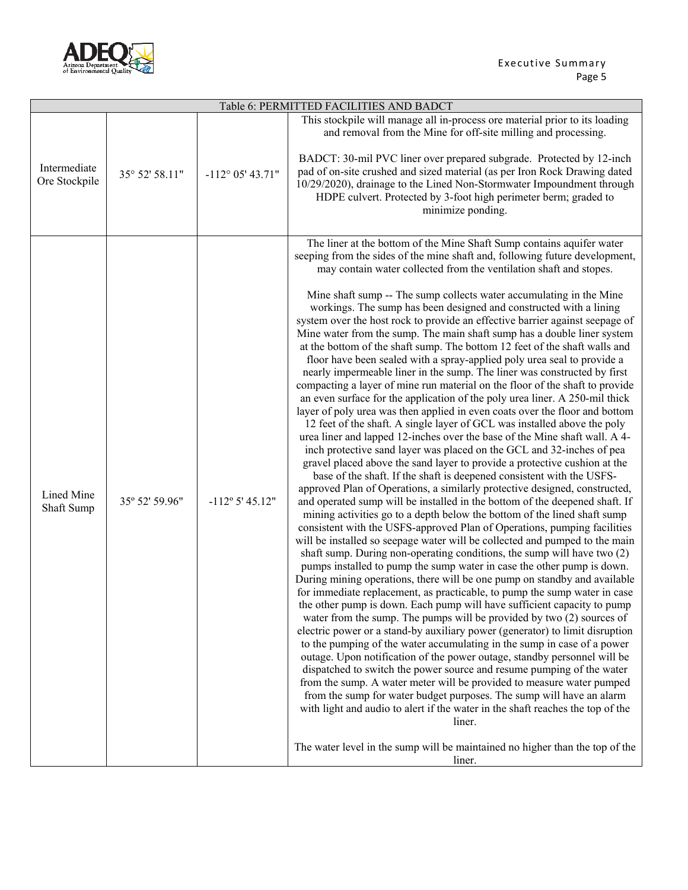| Table 6: PERMITTED FACILITIES AND BADCT | | | |
|---|---|---|---|
| Intermediate Ore Stockpile | 35° 52' 58.11" | -112° 05' 43.71" | This stockpile will manage all in-process ore material prior to its loading and removal from the Mine for off-site milling and processing.<br><br>BADCT: 30-mil PVC liner over prepared subgrade. Protected by 12-inch pad of on-site crushed and sized material (as per Iron Rock Drawing dated 10/29/2020), drainage to the Lined Non-Stormwater Impoundment through HDPE culvert. Protected by 3-foot high perimeter berm; graded to minimize ponding. |
| Lined Mine Shaft Sump | 35º 52' 59.96" | -112º 5' 45.12" | The liner at the bottom of the Mine Shaft Sump contains aquifer water seeping from the sides of the mine shaft and, following future development, may contain water collected from the ventilation shaft and stopes.<br><br>Mine shaft sump -- The sump collects water accumulating in the Mine workings. The sump has been designed and constructed with a lining system over the host rock to provide an effective barrier against seepage of Mine water from the sump. The main shaft sump has a double liner system at the bottom of the shaft sump. The bottom 12 feet of the shaft walls and floor have been sealed with a spray-applied poly urea seal to provide a nearly impermeable liner in the sump. The liner was constructed by first compacting a layer of mine run material on the floor of the shaft to provide an even surface for the application of the poly urea liner. A 250-mil thick layer of poly urea was then applied in even coats over the floor and bottom 12 feet of the shaft. A single layer of GCL was installed above the poly urea liner and lapped 12-inches over the base of the Mine shaft wall. A 4-inch protective sand layer was placed on the GCL and 32-inches of pea gravel placed above the sand layer to provide a protective cushion at the base of the shaft. If the shaft is deepened consistent with the USFS-approved Plan of Operations, a similarly protective designed, constructed, and operated sump will be installed in the bottom of the deepened shaft. If mining activities go to a depth below the bottom of the lined shaft sump consistent with the USFS-approved Plan of Operations, pumping facilities will be installed so seepage water will be collected and pumped to the main shaft sump. During non-operating conditions, the sump will have two (2) pumps installed to pump the sump water in case the other pump is down. During mining operations, there will be one pump on standby and available for immediate replacement, as practicable, to pump the sump water in case the other pump is down. Each pump will have sufficient capacity to pump water from the sump. The pumps will be provided by two (2) sources of electric power or a stand-by auxiliary power (generator) to limit disruption to the pumping of the water accumulating in the sump in case of a power outage. Upon notification of the power outage, standby personnel will be dispatched to switch the power source and resume pumping of the water from the sump. A water meter will be provided to measure water pumped from the sump for water budget purposes. The sump will have an alarm with light and audio to alert if the water in the shaft reaches the top of the liner.<br><br>The water level in the sump will be maintained no higher than the top of the liner. |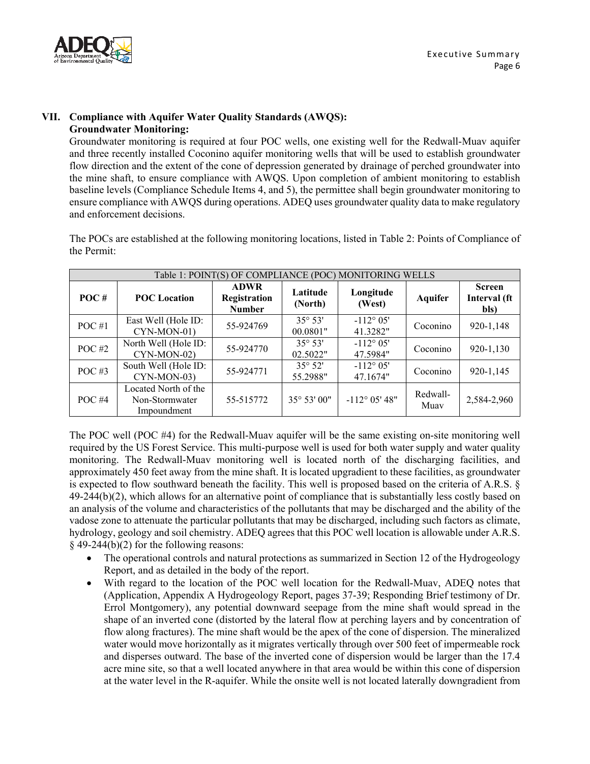## VII. Compliance with Aquifer Water Quality Standards (AWQS):

### Groundwater Monitoring:

Groundwater monitoring is required at four POC wells, one existing well for the Redwall-Muav aquifer and three recently installed Coconino aquifer monitoring wells that will be used to establish groundwater flow direction and the extent of the cone of depression generated by drainage of perched groundwater into the mine shaft, to ensure compliance with AWQS. Upon completion of ambient monitoring to establish baseline levels (Compliance Schedule Items 4, and 5), the permittee shall begin groundwater monitoring to ensure compliance with AWQS during operations. ADEQ uses groundwater quality data to make regulatory and enforcement decisions.

The POCs are established at the following monitoring locations, listed in Table 2: Points of Compliance of the Permit:

| Table 1: POINT(S) OF COMPLIANCE (POC) MONITORING WELLS | | | | | | |
|---|---|---|---|---|---|---|
| **POC #** | **POC Location** | **ADWR Registration Number** | **Latitude (North)** | **Longitude (West)** | **Aquifer** | **Screen Interval (ft bls)** |
| POC #1 | East Well (Hole ID: CYN-MON-01) | 55-924769 | 35° 53' 00.0801" | -112° 05' 41.3282" | Coconino | 920-1,148 |
| POC #2 | North Well (Hole ID: CYN-MON-02) | 55-924770 | 35° 53' 02.5022" | -112° 05' 47.5984" | Coconino | 920-1,130 |
| POC #3 | South Well (Hole ID: CYN-MON-03) | 55-924771 | 35° 52' 55.2988" | -112° 05' 47.1674" | Coconino | 920-1,145 |
| POC #4 | Located North of the Non-Stormwater Impoundment | 55-515772 | 35° 53' 00" | -112° 05' 48" | Redwall-Muav | 2,584-2,960 |

The POC well (POC #4) for the Redwall-Muav aquifer will be the same existing on-site monitoring well required by the US Forest Service. This multi-purpose well is used for both water supply and water quality monitoring. The Redwall-Muav monitoring well is located north of the discharging facilities, and approximately 450 feet away from the mine shaft. It is located upgradient to these facilities, as groundwater is expected to flow southward beneath the facility. This well is proposed based on the criteria of A.R.S. § 49-244(b)(2), which allows for an alternative point of compliance that is substantially less costly based on an analysis of the volume and characteristics of the pollutants that may be discharged and the ability of the vadose zone to attenuate the particular pollutants that may be discharged, including such factors as climate, hydrology, geology and soil chemistry. ADEQ agrees that this POC well location is allowable under A.R.S. § 49-244(b)(2) for the following reasons:

- The operational controls and natural protections as summarized in Section 12 of the Hydrogeology Report, and as detailed in the body of the report.
- With regard to the location of the POC well location for the Redwall-Muav, ADEQ notes that (Application, Appendix A Hydrogeology Report, pages 37-39; Responding Brief testimony of Dr. Errol Montgomery), any potential downward seepage from the mine shaft would spread in the shape of an inverted cone (distorted by the lateral flow at perching layers and by concentration of flow along fractures). The mine shaft would be the apex of the cone of dispersion. The mineralized water would move horizontally as it migrates vertically through over 500 feet of impermeable rock and disperses outward. The base of the inverted cone of dispersion would be larger than the 17.4 acre mine site, so that a well located anywhere in that area would be within this cone of dispersion at the water level in the R-aquifer. While the onsite well is not located laterally downgradient from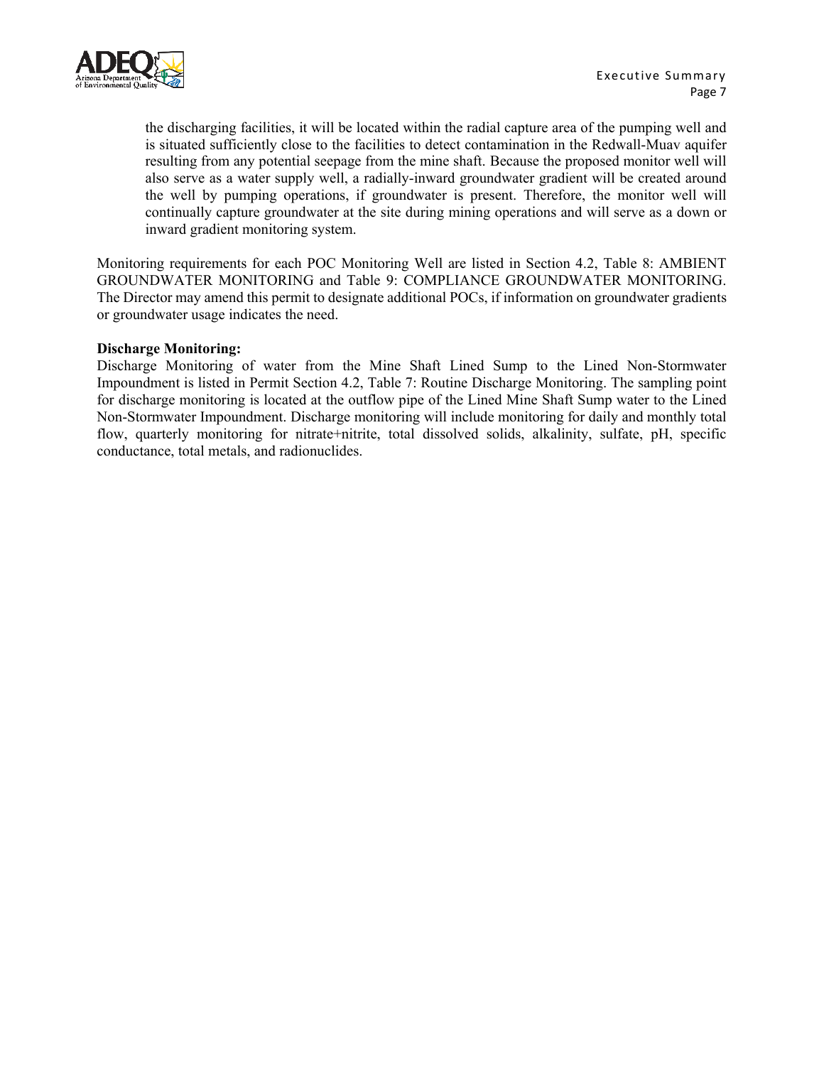the discharging facilities, it will be located within the radial capture area of the pumping well and is situated sufficiently close to the facilities to detect contamination in the Redwall-Muav aquifer resulting from any potential seepage from the mine shaft. Because the proposed monitor well will also serve as a water supply well, a radially-inward groundwater gradient will be created around the well by pumping operations, if groundwater is present. Therefore, the monitor well will continually capture groundwater at the site during mining operations and will serve as a down or inward gradient monitoring system.

Monitoring requirements for each POC Monitoring Well are listed in Section 4.2, Table 8: AMBIENT GROUNDWATER MONITORING and Table 9: COMPLIANCE GROUNDWATER MONITORING. The Director may amend this permit to designate additional POCs, if information on groundwater gradients or groundwater usage indicates the need.

**Discharge Monitoring:**

Discharge Monitoring of water from the Mine Shaft Lined Sump to the Lined Non-Stormwater Impoundment is listed in Permit Section 4.2, Table 7: Routine Discharge Monitoring. The sampling point for discharge monitoring is located at the outflow pipe of the Lined Mine Shaft Sump water to the Lined Non-Stormwater Impoundment. Discharge monitoring will include monitoring for daily and monthly total flow, quarterly monitoring for nitrate+nitrite, total dissolved solids, alkalinity, sulfate, pH, specific conductance, total metals, and radionuclides.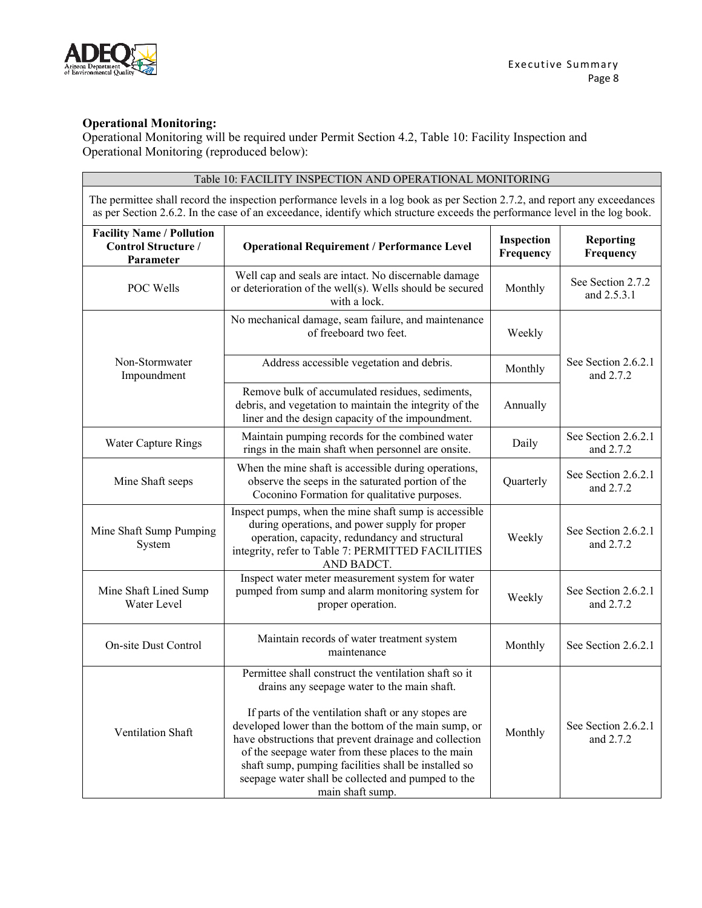**Operational Monitoring:**
Operational Monitoring will be required under Permit Section 4.2, Table 10: Facility Inspection and Operational Monitoring (reproduced below):

| Table 10: FACILITY INSPECTION AND OPERATIONAL MONITORING | | | |
|---|---|---|---|
| The permittee shall record the inspection performance levels in a log book as per Section 2.7.2, and report any exceedances as per Section 2.6.2. In the case of an exceedance, identify which structure exceeds the performance level in the log book. | | | |
| **Facility Name / Pollution Control Structure / Parameter** | **Operational Requirement / Performance Level** | **Inspection Frequency** | **Reporting Frequency** |
| POC Wells | Well cap and seals are intact. No discernable damage or deterioration of the well(s). Wells should be secured with a lock. | Monthly | See Section 2.7.2 and 2.5.3.1 |
| Non-Stormwater Impoundment | No mechanical damage, seam failure, and maintenance of freeboard two feet. | Weekly | See Section 2.6.2.1 and 2.7.2 |
| | Address accessible vegetation and debris. | Monthly | |
| | Remove bulk of accumulated residues, sediments, debris, and vegetation to maintain the integrity of the liner and the design capacity of the impoundment. | Annually | |
| Water Capture Rings | Maintain pumping records for the combined water rings in the main shaft when personnel are onsite. | Daily | See Section 2.6.2.1 and 2.7.2 |
| Mine Shaft seeps | When the mine shaft is accessible during operations, observe the seeps in the saturated portion of the Coconino Formation for qualitative purposes. | Quarterly | See Section 2.6.2.1 and 2.7.2 |
| Mine Shaft Sump Pumping System | Inspect pumps, when the mine shaft sump is accessible during operations, and power supply for proper operation, capacity, redundancy and structural integrity, refer to Table 7: PERMITTED FACILITIES AND BADCT. | Weekly | See Section 2.6.2.1 and 2.7.2 |
| Mine Shaft Lined Sump Water Level | Inspect water meter measurement system for water pumped from sump and alarm monitoring system for proper operation. | Weekly | See Section 2.6.2.1 and 2.7.2 |
| On-site Dust Control | Maintain records of water treatment system maintenance | Monthly | See Section 2.6.2.1 |
| Ventilation Shaft | Permittee shall construct the ventilation shaft so it drains any seepage water to the main shaft.<br><br>If parts of the ventilation shaft or any stopes are developed lower than the bottom of the main sump, or have obstructions that prevent drainage and collection of the seepage water from these places to the main shaft sump, pumping facilities shall be installed so seepage water shall be collected and pumped to the main shaft sump. | Monthly | See Section 2.6.2.1 and 2.7.2 |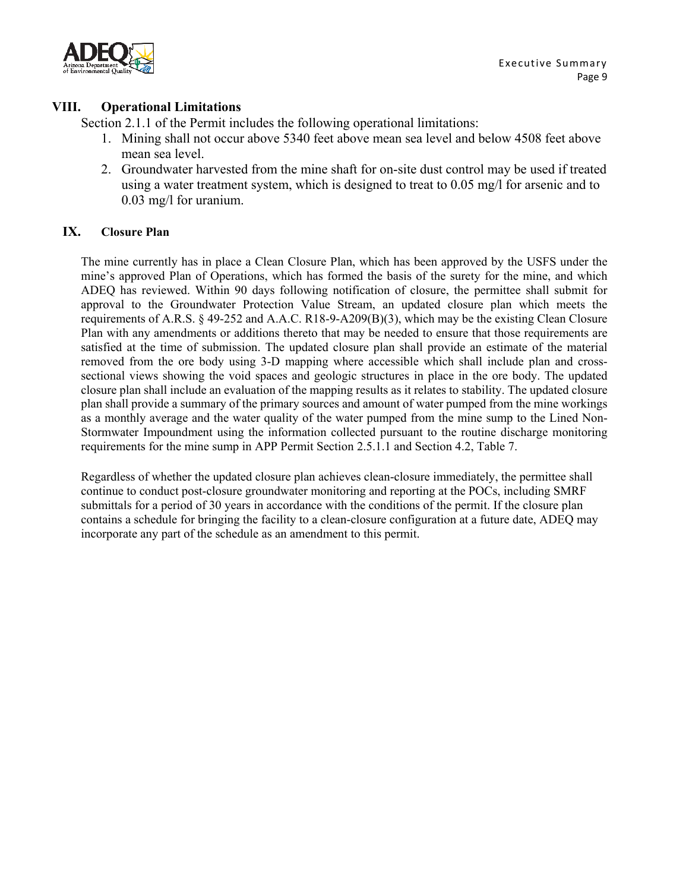## VIII. Operational Limitations

Section 2.1.1 of the Permit includes the following operational limitations:

1. Mining shall not occur above 5340 feet above mean sea level and below 4508 feet above mean sea level.
2. Groundwater harvested from the mine shaft for on-site dust control may be used if treated using a water treatment system, which is designed to treat to 0.05 mg/l for arsenic and to 0.03 mg/l for uranium.

## IX. Closure Plan

The mine currently has in place a Clean Closure Plan, which has been approved by the USFS under the mine's approved Plan of Operations, which has formed the basis of the surety for the mine, and which ADEQ has reviewed. Within 90 days following notification of closure, the permittee shall submit for approval to the Groundwater Protection Value Stream, an updated closure plan which meets the requirements of A.R.S. § 49-252 and A.A.C. R18-9-A209(B)(3), which may be the existing Clean Closure Plan with any amendments or additions thereto that may be needed to ensure that those requirements are satisfied at the time of submission. The updated closure plan shall provide an estimate of the material removed from the ore body using 3-D mapping where accessible which shall include plan and cross-sectional views showing the void spaces and geologic structures in place in the ore body. The updated closure plan shall include an evaluation of the mapping results as it relates to stability. The updated closure plan shall provide a summary of the primary sources and amount of water pumped from the mine workings as a monthly average and the water quality of the water pumped from the mine sump to the Lined Non-Stormwater Impoundment using the information collected pursuant to the routine discharge monitoring requirements for the mine sump in APP Permit Section 2.5.1.1 and Section 4.2, Table 7.

Regardless of whether the updated closure plan achieves clean-closure immediately, the permittee shall continue to conduct post-closure groundwater monitoring and reporting at the POCs, including SMRF submittals for a period of 30 years in accordance with the conditions of the permit. If the closure plan contains a schedule for bringing the facility to a clean-closure configuration at a future date, ADEQ may incorporate any part of the schedule as an amendment to this permit.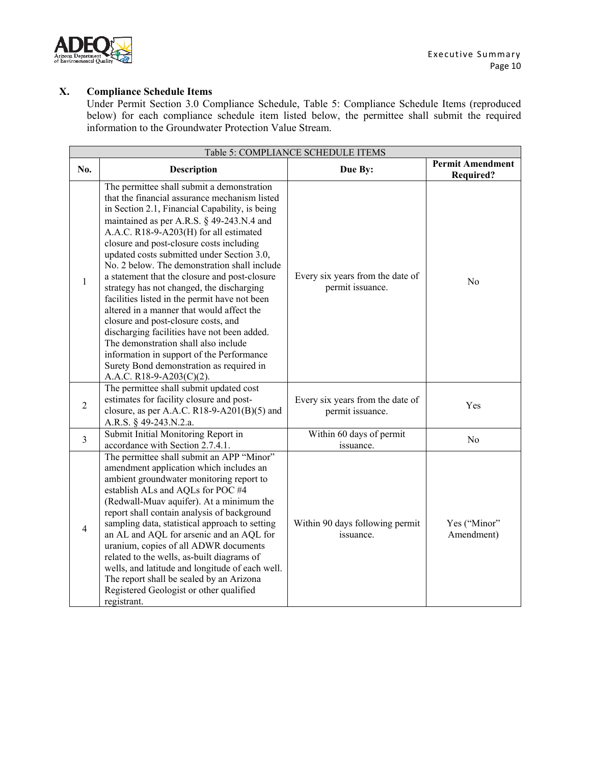## X. Compliance Schedule Items

Under Permit Section 3.0 Compliance Schedule, Table 5: Compliance Schedule Items (reproduced below) for each compliance schedule item listed below, the permittee shall submit the required information to the Groundwater Protection Value Stream.

| Table 5: COMPLIANCE SCHEDULE ITEMS | | | |
|---|---|---|---|
| **No.** | **Description** | **Due By:** | **Permit Amendment Required?** |
| 1 | The permittee shall submit a demonstration that the financial assurance mechanism listed in Section 2.1, Financial Capability, is being maintained as per A.R.S. § 49-243.N.4 and A.A.C. R18-9-A203(H) for all estimated closure and post-closure costs including updated costs submitted under Section 3.0, No. 2 below. The demonstration shall include a statement that the closure and post-closure strategy has not changed, the discharging facilities listed in the permit have not been altered in a manner that would affect the closure and post-closure costs, and discharging facilities have not been added. The demonstration shall also include information in support of the Performance Surety Bond demonstration as required in A.A.C. R18-9-A203(C)(2). | Every six years from the date of permit issuance. | No |
| 2 | The permittee shall submit updated cost estimates for facility closure and post-closure, as per A.A.C. R18-9-A201(B)(5) and A.R.S. § 49-243.N.2.a. | Every six years from the date of permit issuance. | Yes |
| 3 | Submit Initial Monitoring Report in accordance with Section 2.7.4.1. | Within 60 days of permit issuance. | No |
| 4 | The permittee shall submit an APP "Minor" amendment application which includes an ambient groundwater monitoring report to establish ALs and AQLs for POC #4 (Redwall-Muav aquifer). At a minimum the report shall contain analysis of background sampling data, statistical approach to setting an AL and AQL for arsenic and an AQL for uranium, copies of all ADWR documents related to the wells, as-built diagrams of wells, and latitude and longitude of each well. The report shall be sealed by an Arizona Registered Geologist or other qualified registrant. | Within 90 days following permit issuance. | Yes ("Minor" Amendment) |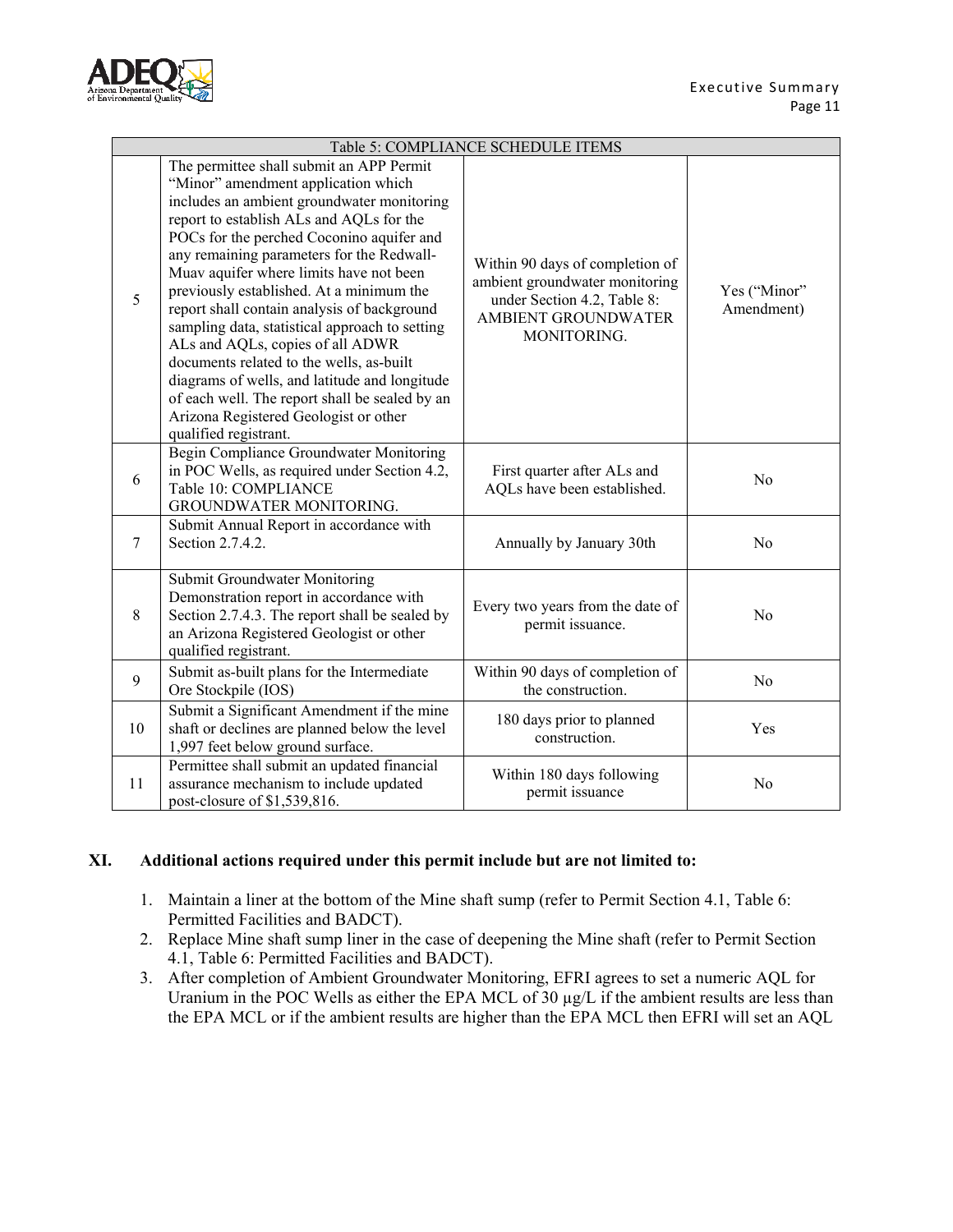| Table 5: COMPLIANCE SCHEDULE ITEMS | | | |
|---|---|---|---|
| 5 | The permittee shall submit an APP Permit "Minor" amendment application which includes an ambient groundwater monitoring report to establish ALs and AQLs for the POCs for the perched Coconino aquifer and any remaining parameters for the Redwall-Muav aquifer where limits have not been previously established. At a minimum the report shall contain analysis of background sampling data, statistical approach to setting ALs and AQLs, copies of all ADWR documents related to the wells, as-built diagrams of wells, and latitude and longitude of each well. The report shall be sealed by an Arizona Registered Geologist or other qualified registrant. | Within 90 days of completion of ambient groundwater monitoring under Section 4.2, Table 8: AMBIENT GROUNDWATER MONITORING. | Yes ("Minor" Amendment) |
| 6 | Begin Compliance Groundwater Monitoring in POC Wells, as required under Section 4.2, Table 10: COMPLIANCE GROUNDWATER MONITORING. | First quarter after ALs and AQLs have been established. | No |
| 7 | Submit Annual Report in accordance with Section 2.7.4.2. | Annually by January 30th | No |
| 8 | Submit Groundwater Monitoring Demonstration report in accordance with Section 2.7.4.3. The report shall be sealed by an Arizona Registered Geologist or other qualified registrant. | Every two years from the date of permit issuance. | No |
| 9 | Submit as-built plans for the Intermediate Ore Stockpile (IOS) | Within 90 days of completion of the construction. | No |
| 10 | Submit a Significant Amendment if the mine shaft or declines are planned below the level 1,997 feet below ground surface. | 180 days prior to planned construction. | Yes |
| 11 | Permittee shall submit an updated financial assurance mechanism to include updated post-closure of $1,539,816. | Within 180 days following permit issuance | No |

## XI. Additional actions required under this permit include but are not limited to:

1. Maintain a liner at the bottom of the Mine shaft sump (refer to Permit Section 4.1, Table 6: Permitted Facilities and BADCT).
2. Replace Mine shaft sump liner in the case of deepening the Mine shaft (refer to Permit Section 4.1, Table 6: Permitted Facilities and BADCT).
3. After completion of Ambient Groundwater Monitoring, EFRI agrees to set a numeric AQL for Uranium in the POC Wells as either the EPA MCL of 30 µg/L if the ambient results are less than the EPA MCL or if the ambient results are higher than the EPA MCL then EFRI will set an AQL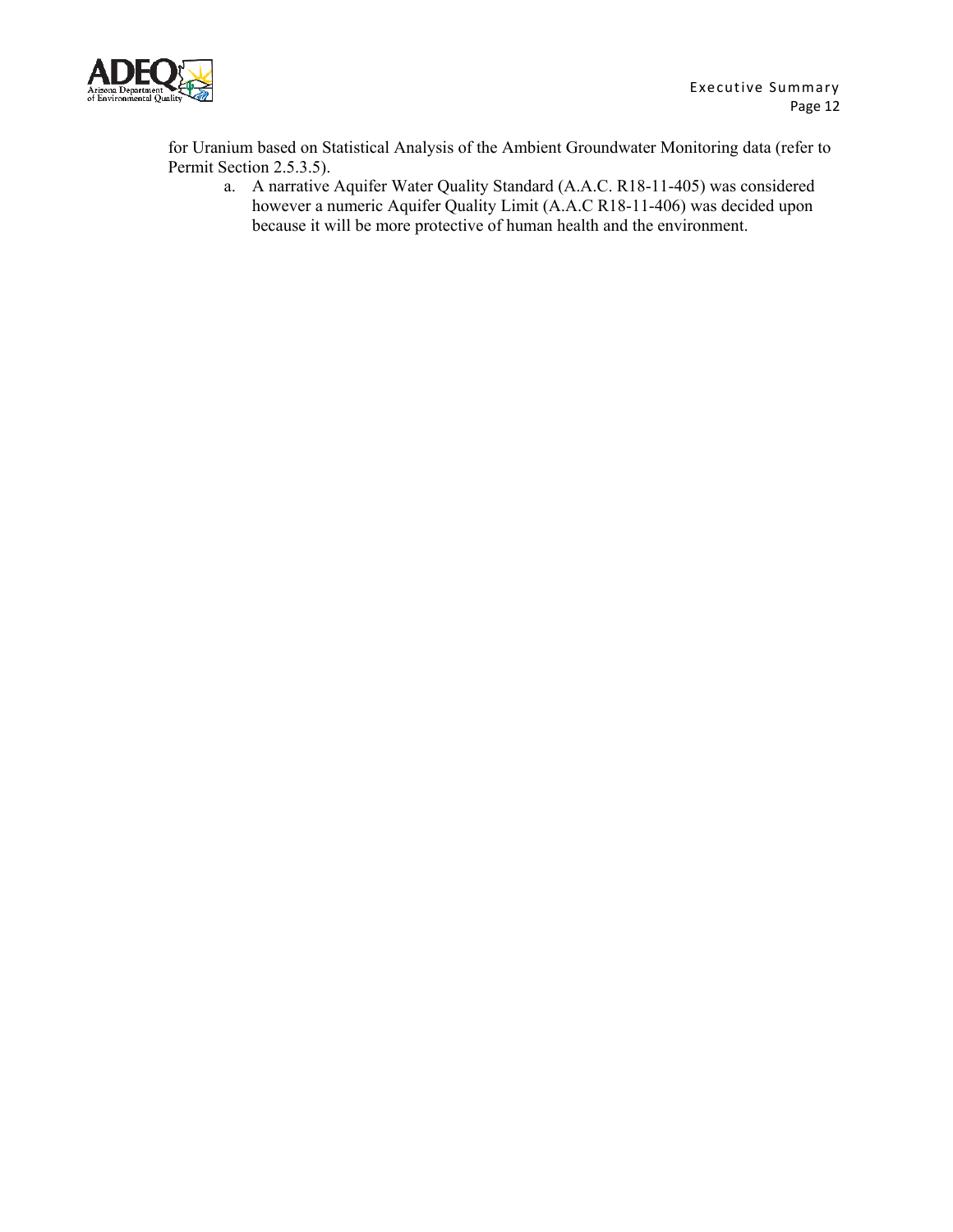for Uranium based on Statistical Analysis of the Ambient Groundwater Monitoring data (refer to Permit Section 2.5.3.5).

a. A narrative Aquifer Water Quality Standard (A.A.C. R18-11-405) was considered however a numeric Aquifer Quality Limit (A.A.C R18-11-406) was decided upon because it will be more protective of human health and the environment.